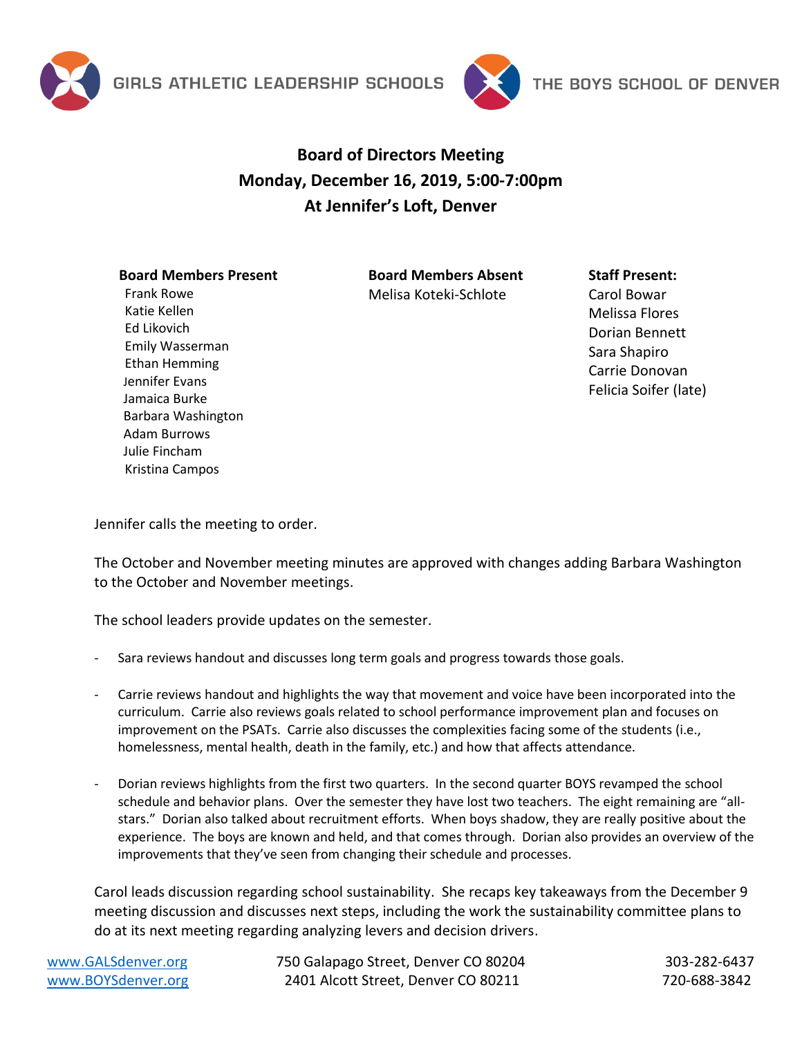GIRLS ATHLETIC LEADERSHIP SCHOOLS

THE BOYS SCHOOL OF DENVER

# Board of Directors Meeting
## Monday, December 16, 2019, 5:00-7:00pm
## At Jennifer's Loft, Denver

**Board Members Present**
Frank Rowe
Katie Kellen
Ed Likovich
Emily Wasserman
Ethan Hemming
Jennifer Evans
Jamaica Burke
Barbara Washington
Adam Burrows
Julie Fincham
Kristina Campos

**Board Members Absent**
Melisa Koteki-Schlote

**Staff Present:**
Carol Bowar
Melissa Flores
Dorian Bennett
Sara Shapiro
Carrie Donovan
Felicia Soifer (late)

Jennifer calls the meeting to order.

The October and November meeting minutes are approved with changes adding Barbara Washington to the October and November meetings.

The school leaders provide updates on the semester.

- Sara reviews handout and discusses long term goals and progress towards those goals.

- Carrie reviews handout and highlights the way that movement and voice have been incorporated into the curriculum. Carrie also reviews goals related to school performance improvement plan and focuses on improvement on the PSATs. Carrie also discusses the complexities facing some of the students (i.e., homelessness, mental health, death in the family, etc.) and how that affects attendance.

- Dorian reviews highlights from the first two quarters. In the second quarter BOYS revamped the school schedule and behavior plans. Over the semester they have lost two teachers. The eight remaining are "all-stars." Dorian also talked about recruitment efforts. When boys shadow, they are really positive about the experience. The boys are known and held, and that comes through. Dorian also provides an overview of the improvements that they've seen from changing their schedule and processes.

Carol leads discussion regarding school sustainability. She recaps key takeaways from the December 9 meeting discussion and discusses next steps, including the work the sustainability committee plans to do at its next meeting regarding analyzing levers and decision drivers.

www.GALSdenver.org 750 Galapago Street, Denver CO 80204 303-282-6437
www.BOYSdenver.org 2401 Alcott Street, Denver CO 80211 720-688-3842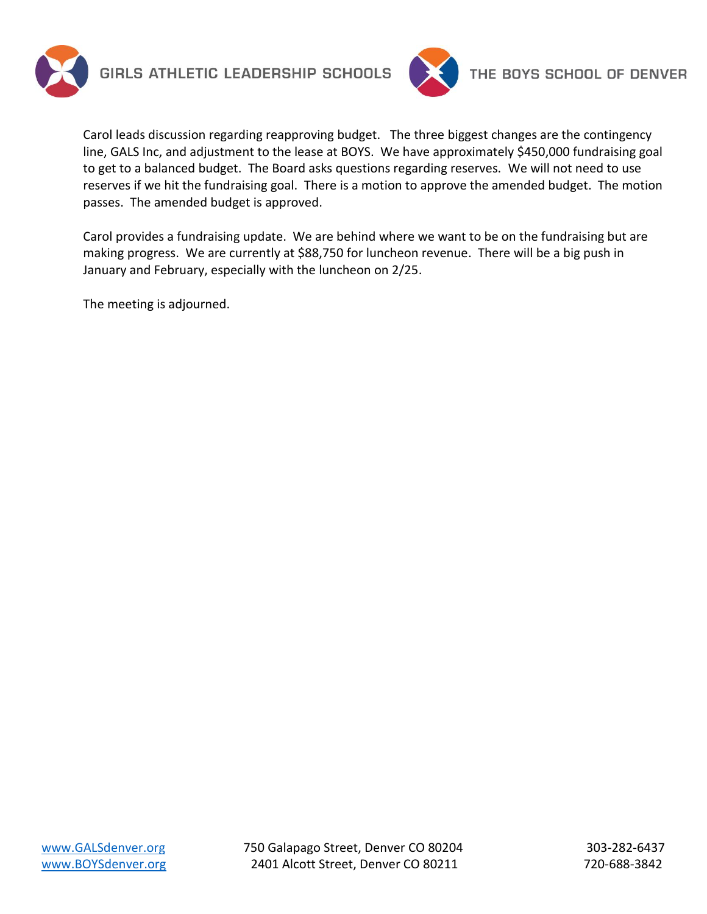Carol leads discussion regarding reapproving budget. The three biggest changes are the contingency line, GALS Inc, and adjustment to the lease at BOYS. We have approximately $450,000 fundraising goal to get to a balanced budget. The Board asks questions regarding reserves. We will not need to use reserves if we hit the fundraising goal. There is a motion to approve the amended budget. The motion passes. The amended budget is approved.

Carol provides a fundraising update. We are behind where we want to be on the fundraising but are making progress. We are currently at $88,750 for luncheon revenue. There will be a big push in January and February, especially with the luncheon on 2/25.

The meeting is adjourned.